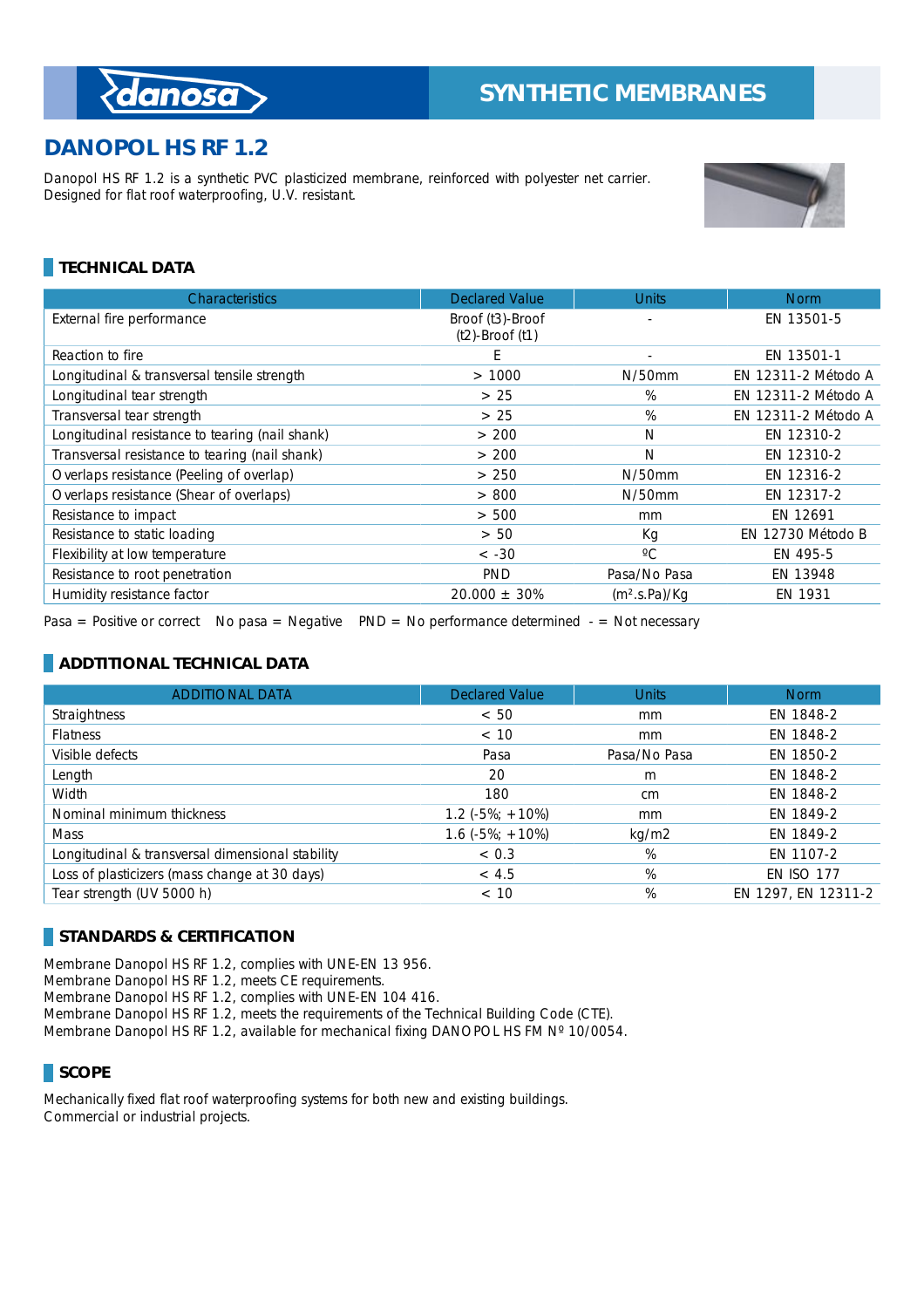danosa

# SYNTHETIC MEMBRANES

## DANOPOL HS RF 1.2

Danopol HS RF 1.2 is a synthetic PVC plasticized membrane, reinforced with polyester net carrier. Designed for flat roof waterproofing, U.V. resistant.

### TECHNICAL DATA

| Characteristics | Declared Value | Units | Norm |
|---|---|---|---|
| External fire performance | Broof (t3)-Broof (t2)-Broof (t1) | - | EN 13501-5 |
| Reaction to fire | E | - | EN 13501-1 |
| Longitudinal & transversal tensile strength | > 1000 | N/50mm | EN 12311-2 Método A |
| Longitudinal tear strength | > 25 | % | EN 12311-2 Método A |
| Transversal tear strength | > 25 | % | EN 12311-2 Método A |
| Longitudinal resistance to tearing (nail shank) | > 200 | N | EN 12310-2 |
| Transversal resistance to tearing (nail shank) | > 200 | N | EN 12310-2 |
| Overlaps resistance (Peeling of overlap) | > 250 | N/50mm | EN 12316-2 |
| Overlaps resistance (Shear of overlaps) | > 800 | N/50mm | EN 12317-2 |
| Resistance to impact | > 500 | mm | EN 12691 |
| Resistance to static loading | > 50 | Kg | EN 12730 Método B |
| Flexibility at low temperature | < -30 | ºC | EN 495-5 |
| Resistance to root penetration | PND | Pasa/No Pasa | EN 13948 |
| Humidity resistance factor | 20.000 ± 30% | ($m^2$.s.Pa)/Kg | EN 1931 |

Pasa = Positive or correct   No pasa = Negative   PND = No performance determined  - = Not necessary

### ADDTITIONAL TECHNICAL DATA

| ADDITIONAL DATA | Declared Value | Units | Norm |
|---|---|---|---|
| Straightness | < 50 | mm | EN 1848-2 |
| Flatness | < 10 | mm | EN 1848-2 |
| Visible defects | Pasa | Pasa/No Pasa | EN 1850-2 |
| Length | 20 | m | EN 1848-2 |
| Width | 180 | cm | EN 1848-2 |
| Nominal minimum thickness | 1.2 (-5%; +10%) | mm | EN 1849-2 |
| Mass | 1.6 (-5%; +10%) | kg/m2 | EN 1849-2 |
| Longitudinal & transversal dimensional stability | < 0.3 | % | EN 1107-2 |
| Loss of plasticizers (mass change at 30 days) | < 4.5 | % | EN ISO 177 |
| Tear strength (UV 5000 h) | < 10 | % | EN 1297, EN 12311-2 |

### STANDARDS & CERTIFICATION

Membrane Danopol HS RF 1.2, complies with UNE-EN 13 956.
Membrane Danopol HS RF 1.2, meets CE requirements.
Membrane Danopol HS RF 1.2, complies with UNE-EN 104 416.
Membrane Danopol HS RF 1.2, meets the requirements of the Technical Building Code (CTE).
Membrane Danopol HS RF 1.2, available for mechanical fixing DANOPOL HS FM Nº 10/0054.

### SCOPE

Mechanically fixed flat roof waterproofing systems for both new and existing buildings.
Commercial or industrial projects.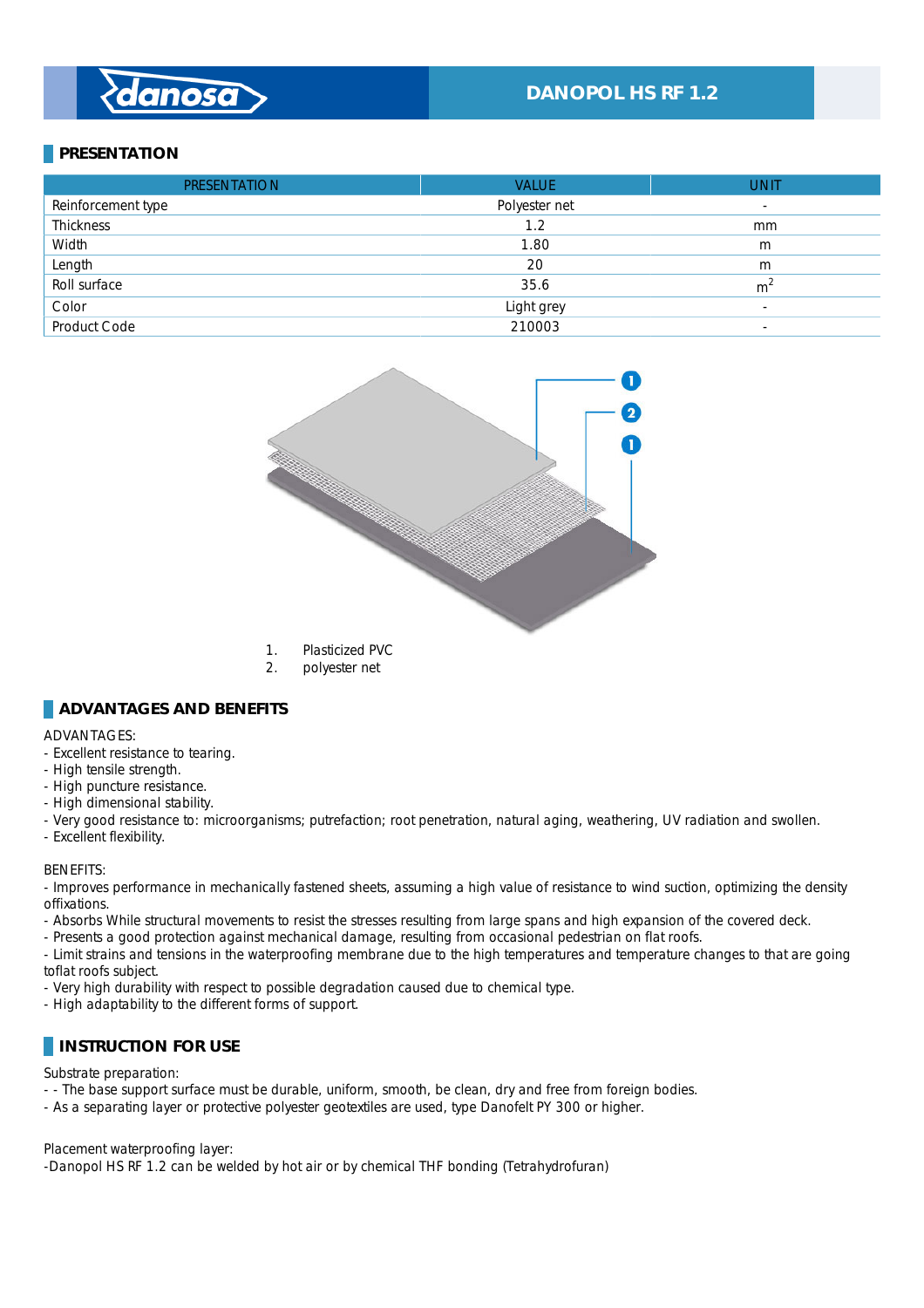## PRESENTATION

| PRESENTATION | VALUE | UNIT |
|---|---|---|
| Reinforcement type | Polyester net | - |
| Thickness | 1.2 | mm |
| Width | 1.80 | m |
| Length | 20 | m |
| Roll surface | 35.6 | $m^2$ |
| Color | Light grey | - |
| Product Code | 210003 | - |

1. Plasticized PVC
2. polyester net

## ADVANTAGES AND BENEFITS

ADVANTAGES:
- Excellent resistance to tearing.
- High tensile strength.
- High puncture resistance.
- High dimensional stability.
- Very good resistance to: microorganisms; putrefaction; root penetration, natural aging, weathering, UV radiation and swollen.
- Excellent flexibility.

BENEFITS:
- Improves performance in mechanically fastened sheets, assuming a high value of resistance to wind suction, optimizing the density offixations.
- Absorbs While structural movements to resist the stresses resulting from large spans and high expansion of the covered deck.
- Presents a good protection against mechanical damage, resulting from occasional pedestrian on flat roofs.
- Limit strains and tensions in the waterproofing membrane due to the high temperatures and temperature changes to that are going toflat roofs subject.
- Very high durability with respect to possible degradation caused due to chemical type.
- High adaptability to the different forms of support.

## INSTRUCTION FOR USE

Substrate preparation:
- - The base support surface must be durable, uniform, smooth, be clean, dry and free from foreign bodies.
- As a separating layer or protective polyester geotextiles are used, type Danofelt PY 300 or higher.

Placement waterproofing layer:
-Danopol HS RF 1.2 can be welded by hot air or by chemical THF bonding (Tetrahydrofuran)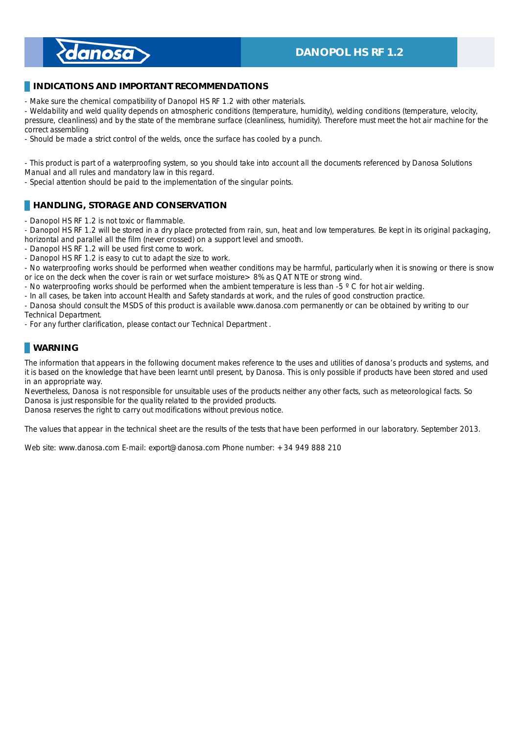## INDICATIONS AND IMPORTANT RECOMMENDATIONS

- Make sure the chemical compatibility of Danopol HS RF 1.2 with other materials.
- Weldability and weld quality depends on atmospheric conditions (temperature, humidity), welding conditions (temperature, velocity, pressure, cleanliness) and by the state of the membrane surface (cleanliness, humidity). Therefore must meet the hot air machine for the correct assembling
- Should be made a strict control of the welds, once the surface has cooled by a punch.

- This product is part of a waterproofing system, so you should take into account all the documents referenced by Danosa Solutions Manual and all rules and mandatory law in this regard.
- Special attention should be paid to the implementation of the singular points.

## HANDLING, STORAGE AND CONSERVATION

- Danopol HS RF 1.2 is not toxic or flammable.
- Danopol HS RF 1.2 will be stored in a dry place protected from rain, sun, heat and low temperatures. Be kept in its original packaging, horizontal and parallel all the film (never crossed) on a support level and smooth.
- Danopol HS RF 1.2 will be used first come to work.
- Danopol HS RF 1.2 is easy to cut to adapt the size to work.
- No waterproofing works should be performed when weather conditions may be harmful, particularly when it is snowing or there is snow or ice on the deck when the cover is rain or wet surface moisture> 8% as QAT NTE or strong wind.
- No waterproofing works should be performed when the ambient temperature is less than -5 º C for hot air welding.
- In all cases, be taken into account Health and Safety standards at work, and the rules of good construction practice.
- Danosa should consult the MSDS of this product is available www.danosa.com permanently or can be obtained by writing to our Technical Department.
- For any further clarification, please contact our Technical Department .

## WARNING

The information that appears in the following document makes reference to the uses and utilities of danosa's products and systems, and it is based on the knowledge that have been learnt until present, by Danosa. This is only possible if products have been stored and used in an appropriate way.
Nevertheless, Danosa is not responsible for unsuitable uses of the products neither any other facts, such as meteorological facts. So Danosa is just responsible for the quality related to the provided products.
Danosa reserves the right to carry out modifications without previous notice.

The values that appear in the technical sheet are the results of the tests that have been performed in our laboratory. September 2013.

Web site: www.danosa.com E-mail: export@danosa.com Phone number: +34 949 888 210